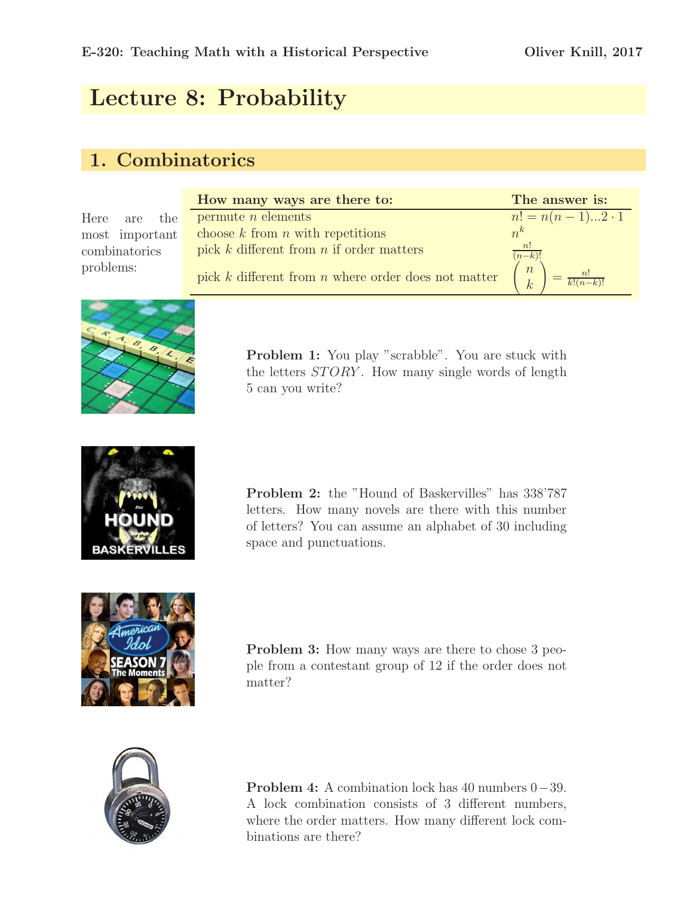# Lecture 8: Probability

## 1. Combinatorics

Here are the most important combinatorics problems:

| How many ways are there to: | The answer is: |
|---|---|
| permute $n$ elements | $n! = n(n-1)...2 \cdot 1$ |
| choose $k$ from $n$ with repetitions | $n^k$ |
| pick $k$ different from $n$ if order matters | $\frac{n!}{(n-k)!}$ |
| pick $k$ different from $n$ where order does not matter | $\binom{n}{k} = \frac{n!}{k!(n-k)!}$ |

**Problem 1:** You play "scrabble". You are stuck with the letters $STORY$. How many single words of length 5 can you write?

**Problem 2:** the "Hound of Baskervilles" has 338'787 letters. How many novels are there with this number of letters? You can assume an alphabet of 30 including space and punctuations.

**Problem 3:** How many ways are there to chose 3 people from a contestant group of 12 if the order does not matter?

**Problem 4:** A combination lock has 40 numbers $0-39$. A lock combination consists of 3 different numbers, where the order matters. How many different lock combinations are there?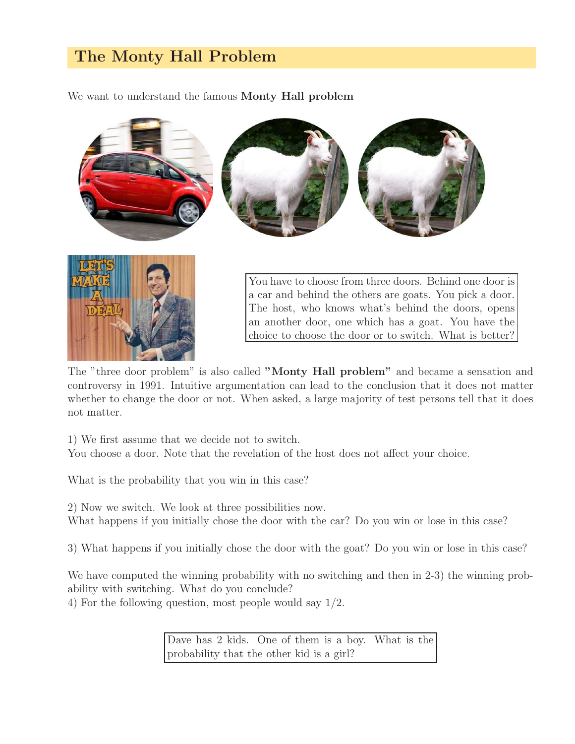## The Monty Hall Problem

We want to understand the famous **Monty Hall problem**

> You have to choose from three doors. Behind one door is a car and behind the others are goats. You pick a door. The host, who knows what's behind the doors, opens an another door, one which has a goat. You have the choice to choose the door or to switch. What is better?

The "three door problem" is also called **"Monty Hall problem"** and became a sensation and controversy in 1991. Intuitive argumentation can lead to the conclusion that it does not matter whether to change the door or not. When asked, a large majority of test persons tell that it does not matter.

1) We first assume that we decide not to switch.
You choose a door. Note that the revelation of the host does not affect your choice.

What is the probability that you win in this case?

2) Now we switch. We look at three possibilities now.
What happens if you initially chose the door with the car? Do you win or lose in this case?

3) What happens if you initially chose the door with the goat? Do you win or lose in this case?

We have computed the winning probability with no switching and then in 2-3) the winning probability with switching. What do you conclude?
4) For the following question, most people would say 1/2.

> Dave has 2 kids. One of them is a boy. What is the probability that the other kid is a girl?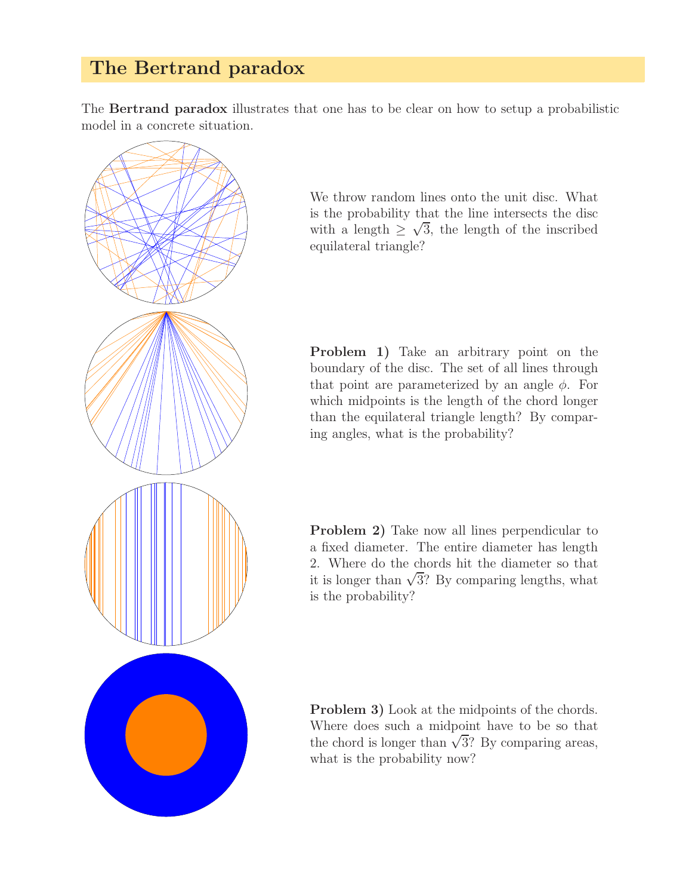## The Bertrand paradox

The **Bertrand paradox** illustrates that one has to be clear on how to setup a probabilistic model in a concrete situation.

We throw random lines onto the unit disc. What is the probability that the line intersects the disc with a length $\geq \sqrt{3}$, the length of the inscribed equilateral triangle?

**Problem 1)** Take an arbitrary point on the boundary of the disc. The set of all lines through that point are parameterized by an angle $\phi$. For which midpoints is the length of the chord longer than the equilateral triangle length? By comparing angles, what is the probability?

**Problem 2)** Take now all lines perpendicular to a fixed diameter. The entire diameter has length 2. Where do the chords hit the diameter so that it is longer than $\sqrt{3}$? By comparing lengths, what is the probability?

**Problem 3)** Look at the midpoints of the chords. Where does such a midpoint have to be so that the chord is longer than $\sqrt{3}$? By comparing areas, what is the probability now?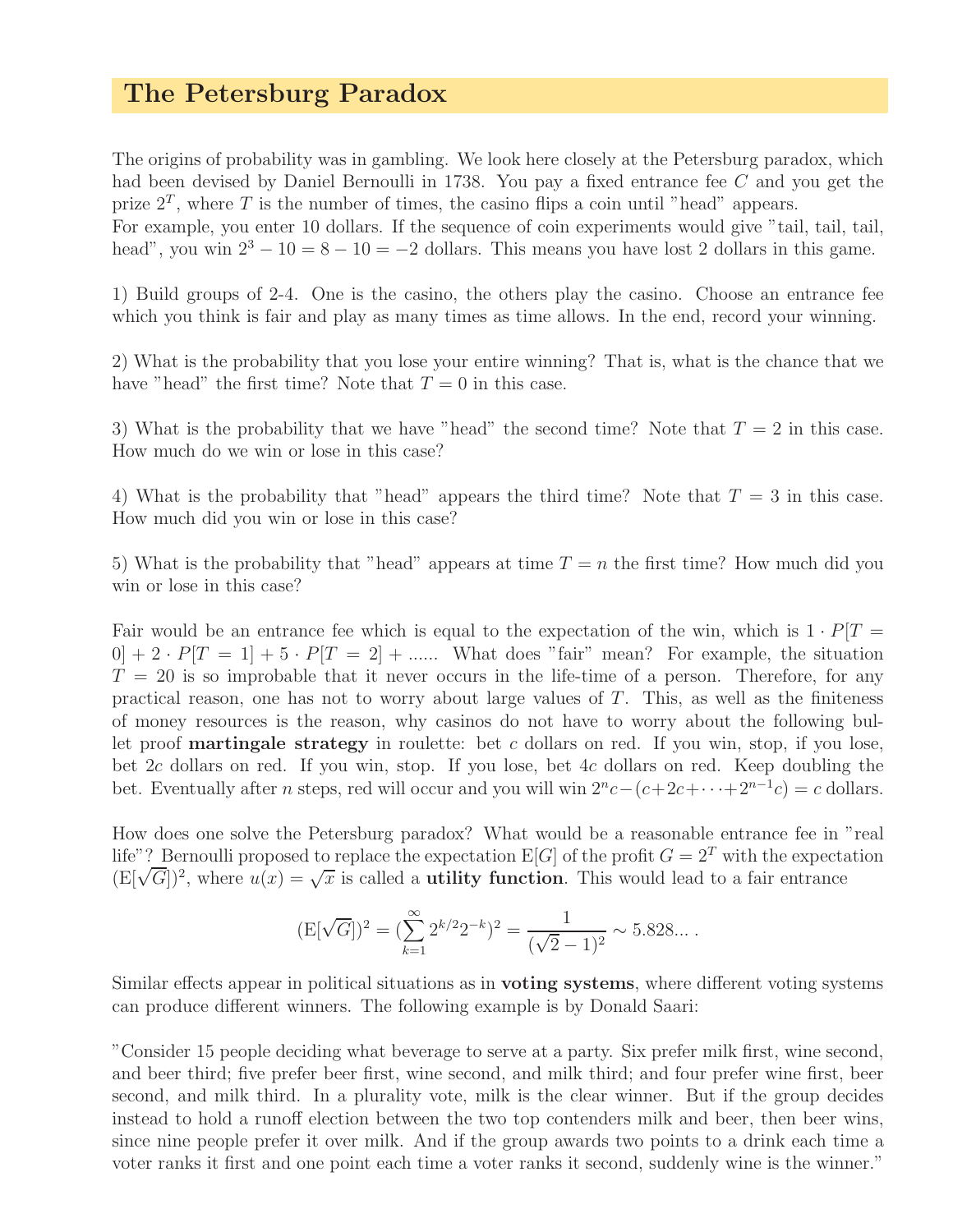# The Petersburg Paradox

The origins of probability was in gambling. We look here closely at the Petersburg paradox, which had been devised by Daniel Bernoulli in 1738. You pay a fixed entrance fee $C$ and you get the prize $2^T$, where $T$ is the number of times, the casino flips a coin until "head" appears.
For example, you enter 10 dollars. If the sequence of coin experiments would give "tail, tail, tail, head", you win $2^3 - 10 = 8 - 10 = -2$ dollars. This means you have lost 2 dollars in this game.

1) Build groups of 2-4. One is the casino, the others play the casino. Choose an entrance fee which you think is fair and play as many times as time allows. In the end, record your winning.

2) What is the probability that you lose your entire winning? That is, what is the chance that we have "head" the first time? Note that $T = 0$ in this case.

3) What is the probability that we have "head" the second time? Note that $T = 2$ in this case. How much do we win or lose in this case?

4) What is the probability that "head" appears the third time? Note that $T = 3$ in this case. How much did you win or lose in this case?

5) What is the probability that "head" appears at time $T = n$ the first time? How much did you win or lose in this case?

Fair would be an entrance fee which is equal to the expectation of the win, which is $1 \cdot P[T = 0] + 2 \cdot P[T = 1] + 5 \cdot P[T = 2] + ......$ What does "fair" mean? For example, the situation $T = 20$ is so improbable that it never occurs in the life-time of a person. Therefore, for any practical reason, one has not to worry about large values of $T$. This, as well as the finiteness of money resources is the reason, why casinos do not have to worry about the following bullet proof **martingale strategy** in roulette: bet $c$ dollars on red. If you win, stop, if you lose, bet $2c$ dollars on red. If you win, stop. If you lose, bet $4c$ dollars on red. Keep doubling the bet. Eventually after $n$ steps, red will occur and you will win $2^n c - (c + 2c + \cdots + 2^{n-1}c) = c$ dollars.

How does one solve the Petersburg paradox? What would be a reasonable entrance fee in "real life"? Bernoulli proposed to replace the expectation $\mathrm{E}[G]$ of the profit $G = 2^T$ with the expectation $(\mathrm{E}[\sqrt{G}])^2$, where $u(x) = \sqrt{x}$ is called a **utility function**. This would lead to a fair entrance

$$(\mathrm{E}[\sqrt{G}])^2 = (\sum_{k=1}^{\infty} 2^{k/2} 2^{-k})^2 = \frac{1}{(\sqrt{2}-1)^2} \sim 5.828... .$$

Similar effects appear in political situations as in **voting systems**, where different voting systems can produce different winners. The following example is by Donald Saari:

"Consider 15 people deciding what beverage to serve at a party. Six prefer milk first, wine second, and beer third; five prefer beer first, wine second, and milk third; and four prefer wine first, beer second, and milk third. In a plurality vote, milk is the clear winner. But if the group decides instead to hold a runoff election between the two top contenders milk and beer, then beer wins, since nine people prefer it over milk. And if the group awards two points to a drink each time a voter ranks it first and one point each time a voter ranks it second, suddenly wine is the winner."